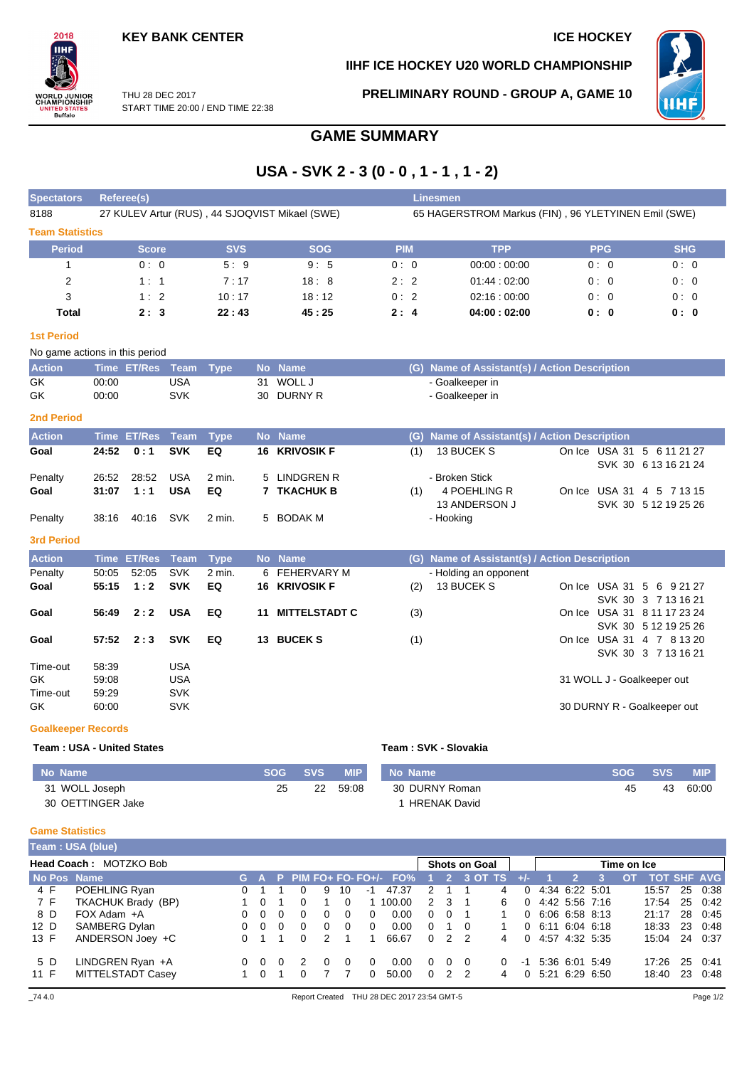KEY BANK CENTER

ICE HOCKEY

IIHF ICE HOCKEY U20 WORLD CHAMPIONSHIP

THU 28 DEC 2017
START TIME 20:00 / END TIME 22:38

PRELIMINARY ROUND - GROUP A, GAME 10

# GAME SUMMARY

## USA - SVK 2 - 3 (0 - 0 , 1 - 1 , 1 - 2)

| Spectators | Referee(s) | Linesmen |
|---|---|---|
| 8188 | 27 KULEV Artur (RUS) , 44 SJOQVIST Mikael (SWE) | 65 HAGERSTROM Markus (FIN) , 96 YLETYINEN Emil (SWE) |

### Team Statistics

| Period | Score | SVS | SOG | PIM | TPP | PPG | SHG |
|---|---|---|---|---|---|---|---|
| 1 | 0 : 0 | 5 : 9 | 9 : 5 | 0 : 0 | 00:00 : 00:00 | 0 : 0 | 0 : 0 |
| 2 | 1 : 1 | 7 : 17 | 18 : 8 | 2 : 2 | 01:44 : 02:00 | 0 : 0 | 0 : 0 |
| 3 | 1 : 2 | 10 : 17 | 18 : 12 | 0 : 2 | 02:16 : 00:00 | 0 : 0 | 0 : 0 |
| **Total** | **2 : 3** | **22 : 43** | **45 : 25** | **2 : 4** | **04:00 : 02:00** | **0 : 0** | **0 : 0** |

### 1st Period

No game actions in this period

| Action | Time | ET/Res | Team | Type | No | Name | (G) | Name of Assistant(s) / Action Description | |
|---|---|---|---|---|---|---|---|---|---|
| GK | 00:00 | | USA | | 31 | WOLL J | | - Goalkeeper in | |
| GK | 00:00 | | SVK | | 30 | DURNY R | | - Goalkeeper in | |

### 2nd Period

| Action | Time | ET/Res | Team | Type | No | Name | (G) | Name of Assistant(s) / Action Description | |
|---|---|---|---|---|---|---|---|---|---|
| **Goal** | **24:52** | **0 : 1** | **SVK** | **EQ** | **16** | **KRIVOSIK F** | (1) | 13 BUCEK S | On Ice USA 31 5 6 11 21 27<br>SVK 30 6 13 16 21 24 |
| Penalty | 26:52 | 28:52 | USA | 2 min. | 5 | LINDGREN R | | - Broken Stick | |
| **Goal** | **31:07** | **1 : 1** | **USA** | **EQ** | **7** | **TKACHUK B** | (1) | 4 POEHLING R<br>13 ANDERSON J | On Ice USA 31 4 5 7 13 15<br>SVK 30 5 12 19 25 26 |
| Penalty | 38:16 | 40:16 | SVK | 2 min. | 5 | BODAK M | | - Hooking | |

### 3rd Period

| Action | Time | ET/Res | Team | Type | No | Name | (G) | Name of Assistant(s) / Action Description | |
|---|---|---|---|---|---|---|---|---|---|
| Penalty | 50:05 | 52:05 | SVK | 2 min. | 6 | FEHERVARY M | | - Holding an opponent | |
| **Goal** | **55:15** | **1 : 2** | **SVK** | **EQ** | **16** | **KRIVOSIK F** | (2) | 13 BUCEK S | On Ice USA 31 5 6 9 21 27<br>SVK 30 3 7 13 16 21 |
| **Goal** | **56:49** | **2 : 2** | **USA** | **EQ** | **11** | **MITTELSTADT C** | (3) | | On Ice USA 31 8 11 17 23 24<br>SVK 30 5 12 19 25 26 |
| **Goal** | **57:52** | **2 : 3** | **SVK** | **EQ** | **13** | **BUCEK S** | (1) | | On Ice USA 31 4 7 8 13 20<br>SVK 30 3 7 13 16 21 |
| Time-out | 58:39 | | USA | | | | | | |
| GK | 59:08 | | USA | | | | | | 31 WOLL J - Goalkeeper out |
| Time-out | 59:29 | | SVK | | | | | | |
| GK | 60:00 | | SVK | | | | | | 30 DURNY R - Goalkeeper out |

### Goalkeeper Records

**Team : USA - United States**

| No | Name | SOG | SVS | MIP |
|---|---|---|---|---|
| 31 | WOLL Joseph | 25 | 22 | 59:08 |
| 30 | OETTINGER Jake | | | |

**Team : SVK - Slovakia**

| No | Name | SOG | SVS | MIP |
|---|---|---|---|---|
| 30 | DURNY Roman | 45 | 43 | 60:00 |
| 1 | HRENAK David | | | |

### Game Statistics

**Team : USA (blue)**

**Head Coach :** MOTZKO Bob

| No | Pos | Name | G | A | P | PIM | FO+ | FO- | FO+/- | FO% | SOG 1 | SOG 2 | SOG 3 | SOG OT | SOG TS | +/- | TOI 1 | TOI 2 | TOI 3 | TOI OT | TOI TOT | SHF | AVG |
|---|---|---|---|---|---|---|---|---|---|---|---|---|---|---|---|---|---|---|---|---|---|---|---|
| 4 | F | POEHLING Ryan | 0 | 1 | 1 | 0 | 9 | 10 | -1 | 47.37 | 2 | 1 | 1 | | 4 | 0 | 4:34 | 6:22 | 5:01 | | 15:57 | 25 | 0:38 |
| 7 | F | TKACHUK Brady (BP) | 1 | 0 | 1 | 0 | 1 | 0 | 1 | 100.00 | 2 | 3 | 1 | | 6 | 0 | 4:42 | 5:56 | 7:16 | | 17:54 | 25 | 0:42 |
| 8 | D | FOX Adam +A | 0 | 0 | 0 | 0 | 0 | 0 | 0 | 0.00 | 0 | 0 | 1 | | 1 | 0 | 6:06 | 6:58 | 8:13 | | 21:17 | 28 | 0:45 |
| 12 | D | SAMBERG Dylan | 0 | 0 | 0 | 0 | 0 | 0 | 0 | 0.00 | 0 | 1 | 0 | | 1 | 0 | 6:11 | 6:04 | 6:18 | | 18:33 | 23 | 0:48 |
| 13 | F | ANDERSON Joey +C | 0 | 1 | 1 | 0 | 2 | 1 | 1 | 66.67 | 0 | 2 | 2 | | 4 | 0 | 4:57 | 4:32 | 5:35 | | 15:04 | 24 | 0:37 |
| 5 | D | LINDGREN Ryan +A | 0 | 0 | 0 | 2 | 0 | 0 | 0 | 0.00 | 0 | 0 | 0 | | 0 | -1 | 5:36 | 6:01 | 5:49 | | 17:26 | 25 | 0:41 |
| 11 | F | MITTELSTADT Casey | 1 | 0 | 1 | 0 | 7 | 7 | 0 | 50.00 | 0 | 2 | 2 | | 4 | 0 | 5:21 | 6:29 | 6:50 | | 18:40 | 23 | 0:48 |

_74 4.0 Report Created THU 28 DEC 2017 23:54 GMT-5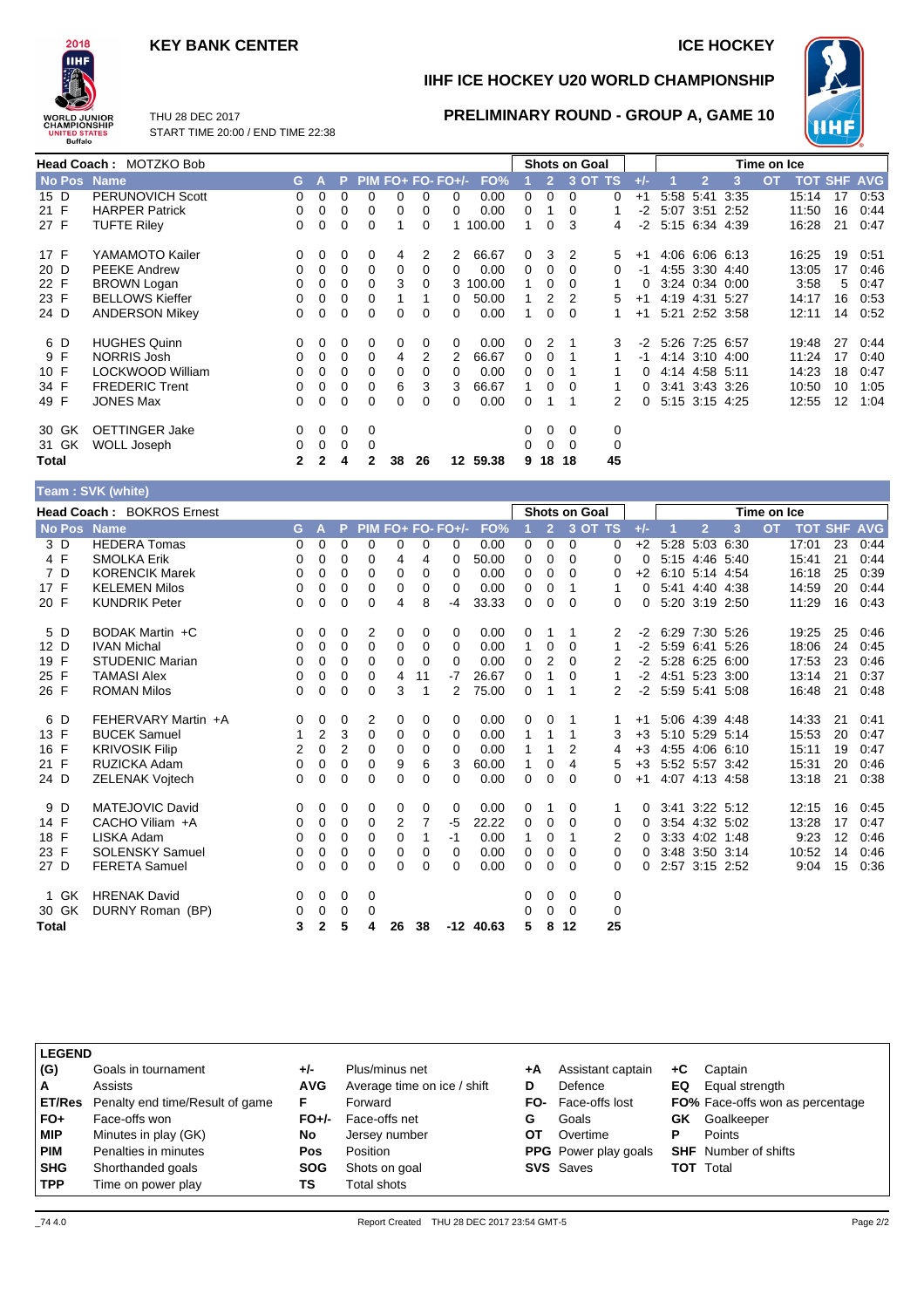# KEY BANK CENTER

ICE HOCKEY

## IIHF ICE HOCKEY U20 WORLD CHAMPIONSHIP

THU 28 DEC 2017
START TIME 20:00 / END TIME 22:38

## PRELIMINARY ROUND - GROUP A, GAME 10

**Head Coach :** MOTZKO Bob

| No | Pos | Name | G | A | P | PIM | FO+ | FO- | FO+/- | FO% | Shots on Goal 1 | 2 | 3 | OT | TS | +/- | Time on Ice 1 | 2 | 3 | OT | TOT | SHF | AVG |
|---|---|---|---|---|---|---|---|---|---|---|---|---|---|---|---|---|---|---|---|---|---|---|---|
| 15 | D | PERUNOVICH Scott | 0 | 0 | 0 | 0 | 0 | 0 | 0 | 0.00 | 0 | 0 | 0 | | 0 | +1 | 5:58 | 5:41 | 3:35 | | 15:14 | 17 | 0:53 |
| 21 | F | HARPER Patrick | 0 | 0 | 0 | 0 | 0 | 0 | 0 | 0.00 | 0 | 1 | 0 | | 1 | -2 | 5:07 | 3:51 | 2:52 | | 11:50 | 16 | 0:44 |
| 27 | F | TUFTE Riley | 0 | 0 | 0 | 0 | 1 | 0 | 1 | 100.00 | 1 | 0 | 3 | | 4 | -2 | 5:15 | 6:34 | 4:39 | | 16:28 | 21 | 0:47 |
| 17 | F | YAMAMOTO Kailer | 0 | 0 | 0 | 0 | 4 | 2 | 2 | 66.67 | 0 | 3 | 2 | | 5 | +1 | 4:06 | 6:06 | 6:13 | | 16:25 | 19 | 0:51 |
| 20 | D | PEEKE Andrew | 0 | 0 | 0 | 0 | 0 | 0 | 0 | 0.00 | 0 | 0 | 0 | | 0 | -1 | 4:55 | 3:30 | 4:40 | | 13:05 | 17 | 0:46 |
| 22 | F | BROWN Logan | 0 | 0 | 0 | 0 | 3 | 0 | 3 | 100.00 | 1 | 0 | 0 | | 1 | 0 | 3:24 | 0:34 | 0:00 | | 3:58 | 5 | 0:47 |
| 23 | F | BELLOWS Kieffer | 0 | 0 | 0 | 0 | 1 | 1 | 0 | 50.00 | 1 | 2 | 2 | | 5 | +1 | 4:19 | 4:31 | 5:27 | | 14:17 | 16 | 0:53 |
| 24 | D | ANDERSON Mikey | 0 | 0 | 0 | 0 | 0 | 0 | 0 | 0.00 | 1 | 0 | 0 | | 1 | +1 | 5:21 | 2:52 | 3:58 | | 12:11 | 14 | 0:52 |
| 6 | D | HUGHES Quinn | 0 | 0 | 0 | 0 | 0 | 0 | 0 | 0.00 | 0 | 2 | 1 | | 3 | -2 | 5:26 | 7:25 | 6:57 | | 19:48 | 27 | 0:44 |
| 9 | F | NORRIS Josh | 0 | 0 | 0 | 0 | 4 | 2 | 2 | 66.67 | 0 | 0 | 1 | | 1 | -1 | 4:14 | 3:10 | 4:00 | | 11:24 | 17 | 0:40 |
| 10 | F | LOCKWOOD William | 0 | 0 | 0 | 0 | 0 | 0 | 0 | 0.00 | 0 | 0 | 1 | | 1 | 0 | 4:14 | 4:58 | 5:11 | | 14:23 | 18 | 0:47 |
| 34 | F | FREDERIC Trent | 0 | 0 | 0 | 0 | 6 | 3 | 3 | 66.67 | 1 | 0 | 0 | | 1 | 0 | 3:41 | 3:43 | 3:26 | | 10:50 | 10 | 1:05 |
| 49 | F | JONES Max | 0 | 0 | 0 | 0 | 0 | 0 | 0 | 0.00 | 0 | 1 | 1 | | 2 | 0 | 5:15 | 3:15 | 4:25 | | 12:55 | 12 | 1:04 |
| 30 | GK | OETTINGER Jake | 0 | 0 | 0 | 0 | | | | | 0 | 0 | 0 | | 0 | | | | | | | | |
| 31 | GK | WOLL Joseph | 0 | 0 | 0 | 0 | | | | | 0 | 0 | 0 | | 0 | | | | | | | | |
| Total | | | 2 | 2 | 4 | 2 | 38 | 26 | 12 | 59.38 | 9 | 18 | 18 | | 45 | | | | | | | | |

**Team : SVK (white)**

**Head Coach :** BOKROS Ernest

| No | Pos | Name | G | A | P | PIM | FO+ | FO- | FO+/- | FO% | Shots on Goal 1 | 2 | 3 | OT | TS | +/- | Time on Ice 1 | 2 | 3 | OT | TOT | SHF | AVG |
|---|---|---|---|---|---|---|---|---|---|---|---|---|---|---|---|---|---|---|---|---|---|---|---|
| 3 | D | HEDERA Tomas | 0 | 0 | 0 | 0 | 0 | 0 | 0 | 0.00 | 0 | 0 | 0 | | 0 | +2 | 5:28 | 5:03 | 6:30 | | 17:01 | 23 | 0:44 |
| 4 | F | SMOLKA Erik | 0 | 0 | 0 | 0 | 4 | 4 | 0 | 50.00 | 0 | 0 | 0 | | 0 | 0 | 5:15 | 4:46 | 5:40 | | 15:41 | 21 | 0:44 |
| 7 | D | KORENCIK Marek | 0 | 0 | 0 | 0 | 0 | 0 | 0 | 0.00 | 0 | 0 | 0 | | 0 | +2 | 6:10 | 5:14 | 4:54 | | 16:18 | 25 | 0:39 |
| 17 | F | KELEMEN Milos | 0 | 0 | 0 | 0 | 0 | 0 | 0 | 0.00 | 0 | 0 | 1 | | 1 | 0 | 5:41 | 4:40 | 4:38 | | 14:59 | 20 | 0:44 |
| 20 | F | KUNDRIK Peter | 0 | 0 | 0 | 0 | 4 | 8 | -4 | 33.33 | 0 | 0 | 0 | | 0 | 0 | 5:20 | 3:19 | 2:50 | | 11:29 | 16 | 0:43 |
| 5 | D | BODAK Martin +C | 0 | 0 | 0 | 2 | 0 | 0 | 0 | 0.00 | 0 | 1 | 1 | | 2 | -2 | 6:29 | 7:30 | 5:26 | | 19:25 | 25 | 0:46 |
| 12 | D | IVAN Michal | 0 | 0 | 0 | 0 | 0 | 0 | 0 | 0.00 | 1 | 0 | 0 | | 1 | -2 | 5:59 | 6:41 | 5:26 | | 18:06 | 24 | 0:45 |
| 19 | F | STUDENIC Marian | 0 | 0 | 0 | 0 | 0 | 0 | 0 | 0.00 | 0 | 2 | 0 | | 2 | -2 | 5:28 | 6:25 | 6:00 | | 17:53 | 23 | 0:46 |
| 25 | F | TAMASI Alex | 0 | 0 | 0 | 0 | 4 | 11 | -7 | 26.67 | 0 | 1 | 0 | | 1 | -2 | 4:51 | 5:23 | 3:00 | | 13:14 | 21 | 0:37 |
| 26 | F | ROMAN Milos | 0 | 0 | 0 | 0 | 3 | 1 | 2 | 75.00 | 0 | 1 | 1 | | 2 | -2 | 5:59 | 5:41 | 5:08 | | 16:48 | 21 | 0:48 |
| 6 | D | FEHERVARY Martin +A | 0 | 0 | 0 | 2 | 0 | 0 | 0 | 0.00 | 0 | 0 | 1 | | 1 | +1 | 5:06 | 4:39 | 4:48 | | 14:33 | 21 | 0:41 |
| 13 | F | BUCEK Samuel | 1 | 2 | 3 | 0 | 0 | 0 | 0 | 0.00 | 1 | 1 | 1 | | 3 | +3 | 5:10 | 5:29 | 5:14 | | 15:53 | 20 | 0:47 |
| 16 | F | KRIVOSIK Filip | 2 | 0 | 2 | 0 | 0 | 0 | 0 | 0.00 | 1 | 1 | 2 | | 4 | +3 | 4:55 | 4:06 | 6:10 | | 15:11 | 19 | 0:47 |
| 21 | F | RUZICKA Adam | 0 | 0 | 0 | 0 | 9 | 6 | 3 | 60.00 | 1 | 0 | 4 | | 5 | +3 | 5:52 | 5:57 | 3:42 | | 15:31 | 20 | 0:46 |
| 24 | D | ZELENAK Vojtech | 0 | 0 | 0 | 0 | 0 | 0 | 0 | 0.00 | 0 | 0 | 0 | | 0 | +1 | 4:07 | 4:13 | 4:58 | | 13:18 | 21 | 0:38 |
| 9 | D | MATEJOVIC David | 0 | 0 | 0 | 0 | 0 | 0 | 0 | 0.00 | 0 | 1 | 0 | | 1 | 0 | 3:41 | 3:22 | 5:12 | | 12:15 | 16 | 0:45 |
| 14 | F | CACHO Viliam +A | 0 | 0 | 0 | 0 | 2 | 7 | -5 | 22.22 | 0 | 0 | 0 | | 0 | 0 | 3:54 | 4:32 | 5:02 | | 13:28 | 17 | 0:47 |
| 18 | F | LISKA Adam | 0 | 0 | 0 | 0 | 0 | 1 | -1 | 0.00 | 1 | 0 | 1 | | 2 | 0 | 3:33 | 4:02 | 1:48 | | 9:23 | 12 | 0:46 |
| 23 | F | SOLENSKY Samuel | 0 | 0 | 0 | 0 | 0 | 0 | 0 | 0.00 | 0 | 0 | 0 | | 0 | 0 | 3:48 | 3:50 | 3:14 | | 10:52 | 14 | 0:46 |
| 27 | D | FERETA Samuel | 0 | 0 | 0 | 0 | 0 | 0 | 0 | 0.00 | 0 | 0 | 0 | | 0 | 0 | 2:57 | 3:15 | 2:52 | | 9:04 | 15 | 0:36 |
| 1 | GK | HRENAK David | 0 | 0 | 0 | 0 | | | | | 0 | 0 | 0 | | 0 | | | | | | | | |
| 30 | GK | DURNY Roman (BP) | 0 | 0 | 0 | 0 | | | | | 0 | 0 | 0 | | 0 | | | | | | | | |
| Total | | | 3 | 2 | 5 | 4 | 26 | 38 | -12 | 40.63 | 5 | 8 | 12 | | 25 | | | | | | | | |

**LEGEND**

| | | | | | | | |
|---|---|---|---|---|---|---|---|
| (G) | Goals in tournament | +/- | Plus/minus net | +A | Assistant captain | +C | Captain |
| A | Assists | AVG | Average time on ice / shift | D | Defence | EQ | Equal strength |
| ET/Res | Penalty end time/Result of game | F | Forward | FO- | Face-offs lost | FO% | Face-offs won as percentage |
| FO+ | Face-offs won | FO+/- | Face-offs net | G | Goals | GK | Goalkeeper |
| MIP | Minutes in play (GK) | No | Jersey number | OT | Overtime | P | Points |
| PIM | Penalties in minutes | Pos | Position | PPG | Power play goals | SHF | Number of shifts |
| SHG | Shorthanded goals | SOG | Shots on goal | SVS | Saves | TOT | Total |
| TPP | Time on power play | TS | Total shots | | | | |

_74 4.0 Report Created THU 28 DEC 2017 23:54 GMT-5